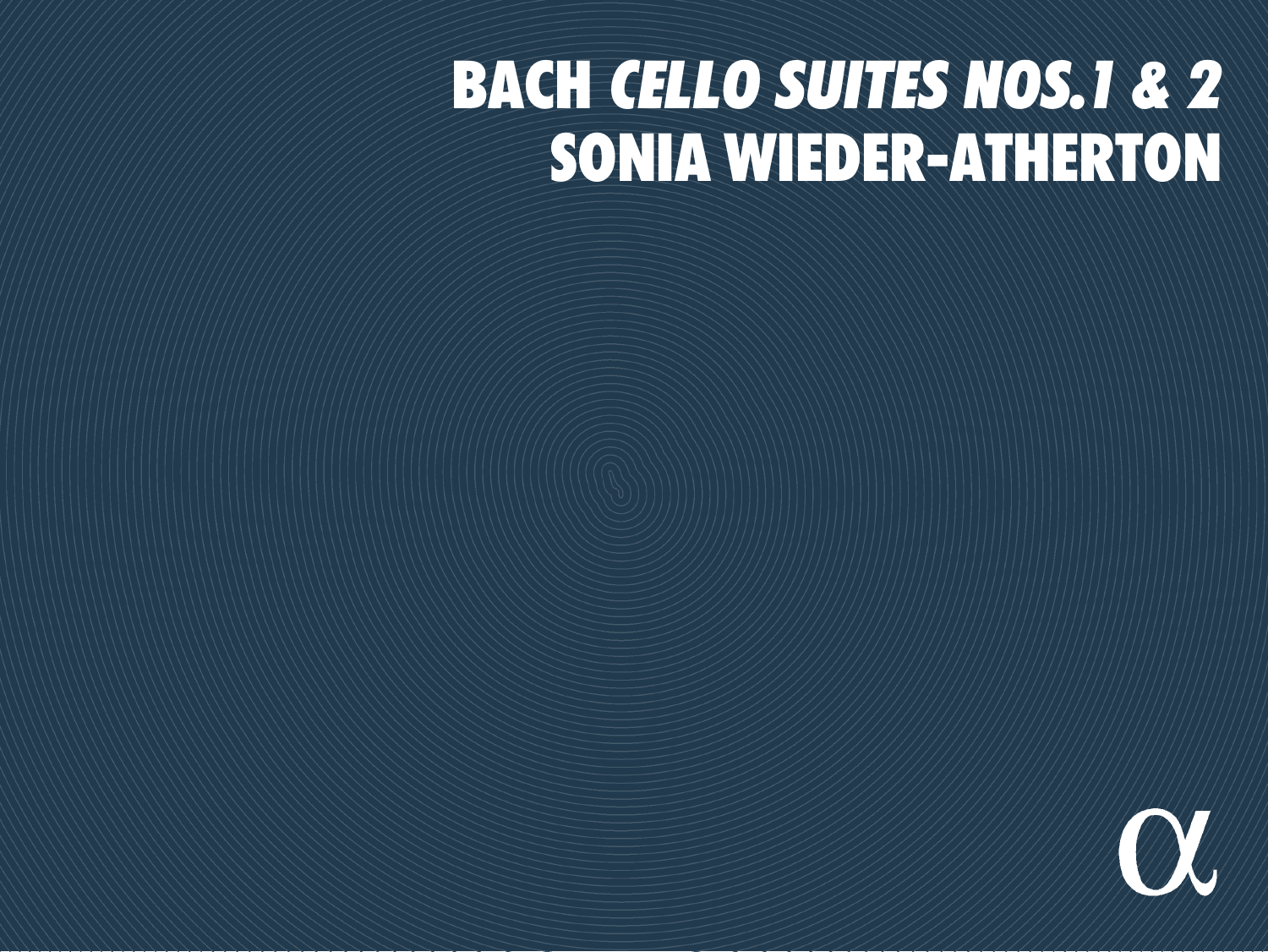# BACH *CELLO SUITES NOS.1 & 2*
# SONIA WIEDER-ATHERTON

α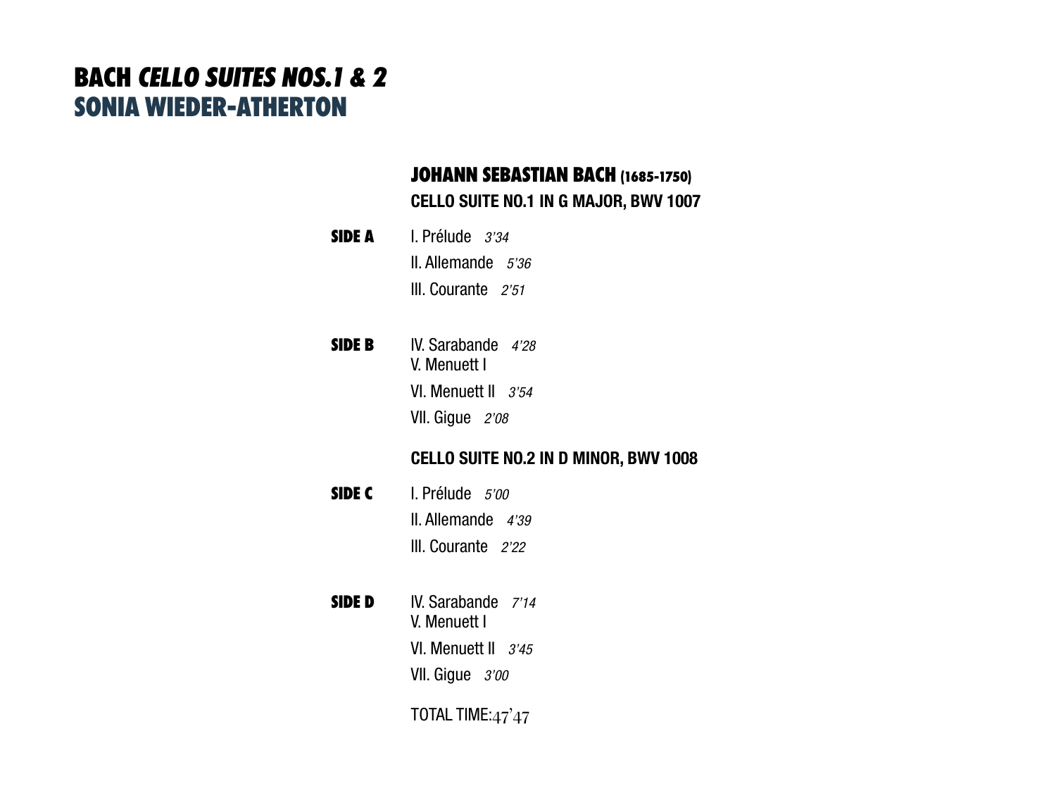# BACH *CELLO SUITES NOS.1 & 2*
## SONIA WIEDER-ATHERTON

### JOHANN SEBASTIAN BACH (1685-1750)

**CELLO SUITE NO.1 IN G MAJOR, BWV 1007**

**SIDE A**

I. Prélude *3'34*
II. Allemande *5'36*
III. Courante *2'51*

**SIDE B**

IV. Sarabande *4'28*
V. Menuett I
VI. Menuett II *3'54*
VII. Gigue *2'08*

**CELLO SUITE NO.2 IN D MINOR, BWV 1008**

**SIDE C**

I. Prélude *5'00*
II. Allemande *4'39*
III. Courante *2'22*

**SIDE D**

IV. Sarabande *7'14*
V. Menuett I
VI. Menuett II *3'45*
VII. Gigue *3'00*

TOTAL TIME:47'47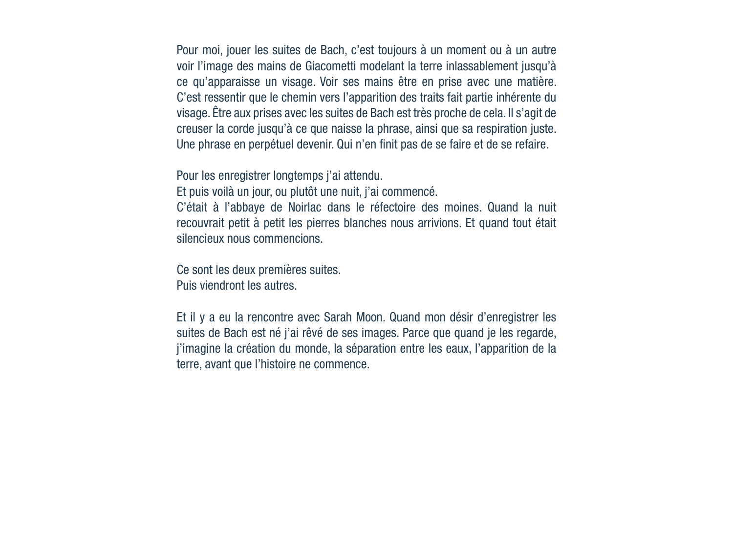Pour moi, jouer les suites de Bach, c'est toujours à un moment ou à un autre voir l'image des mains de Giacometti modelant la terre inlassablement jusqu'à ce qu'apparaisse un visage. Voir ses mains être en prise avec une matière. C'est ressentir que le chemin vers l'apparition des traits fait partie inhérente du visage. Être aux prises avec les suites de Bach est très proche de cela. Il s'agit de creuser la corde jusqu'à ce que naisse la phrase, ainsi que sa respiration juste. Une phrase en perpétuel devenir. Qui n'en finit pas de se faire et de se refaire.

Pour les enregistrer longtemps j'ai attendu.
Et puis voilà un jour, ou plutôt une nuit, j'ai commencé.
C'était à l'abbaye de Noirlac dans le réfectoire des moines. Quand la nuit recouvrait petit à petit les pierres blanches nous arrivions. Et quand tout était silencieux nous commencions.

Ce sont les deux premières suites.
Puis viendront les autres.

Et il y a eu la rencontre avec Sarah Moon. Quand mon désir d'enregistrer les suites de Bach est né j'ai rêvé de ses images. Parce que quand je les regarde, j'imagine la création du monde, la séparation entre les eaux, l'apparition de la terre, avant que l'histoire ne commence.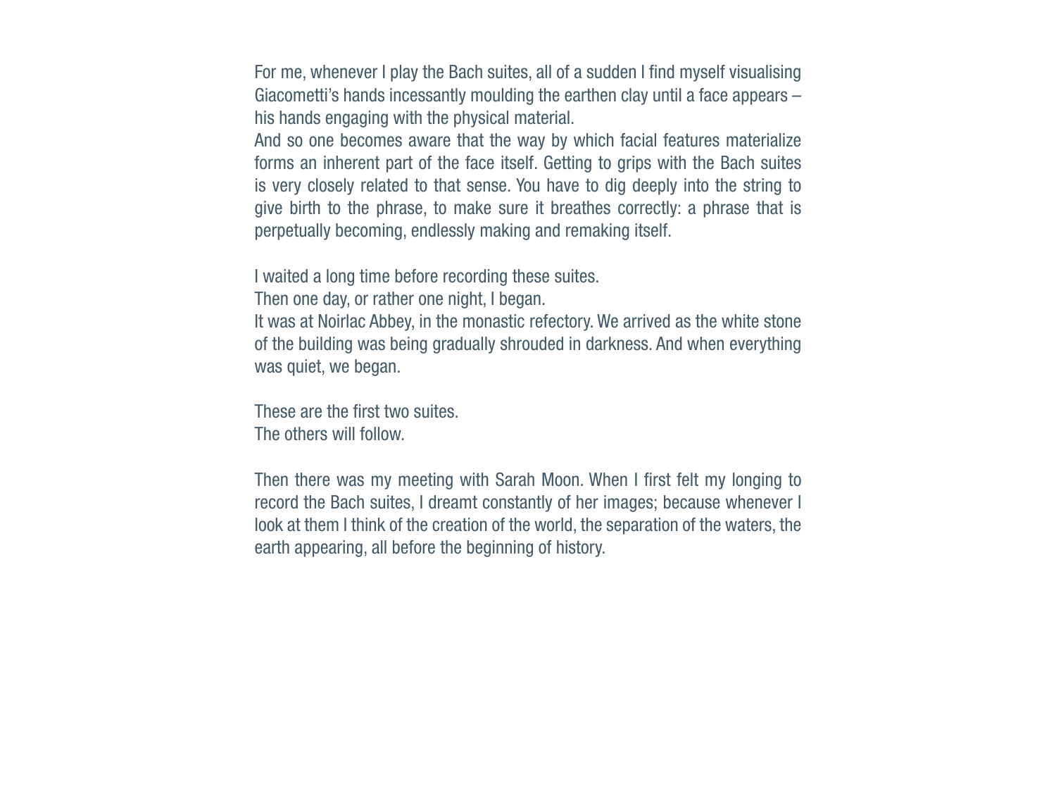For me, whenever I play the Bach suites, all of a sudden I find myself visualising Giacometti's hands incessantly moulding the earthen clay until a face appears – his hands engaging with the physical material.
And so one becomes aware that the way by which facial features materialize forms an inherent part of the face itself. Getting to grips with the Bach suites is very closely related to that sense. You have to dig deeply into the string to give birth to the phrase, to make sure it breathes correctly: a phrase that is perpetually becoming, endlessly making and remaking itself.

I waited a long time before recording these suites.
Then one day, or rather one night, I began.
It was at Noirlac Abbey, in the monastic refectory. We arrived as the white stone of the building was being gradually shrouded in darkness. And when everything was quiet, we began.

These are the first two suites.
The others will follow.

Then there was my meeting with Sarah Moon. When I first felt my longing to record the Bach suites, I dreamt constantly of her images; because whenever I look at them I think of the creation of the world, the separation of the waters, the earth appearing, all before the beginning of history.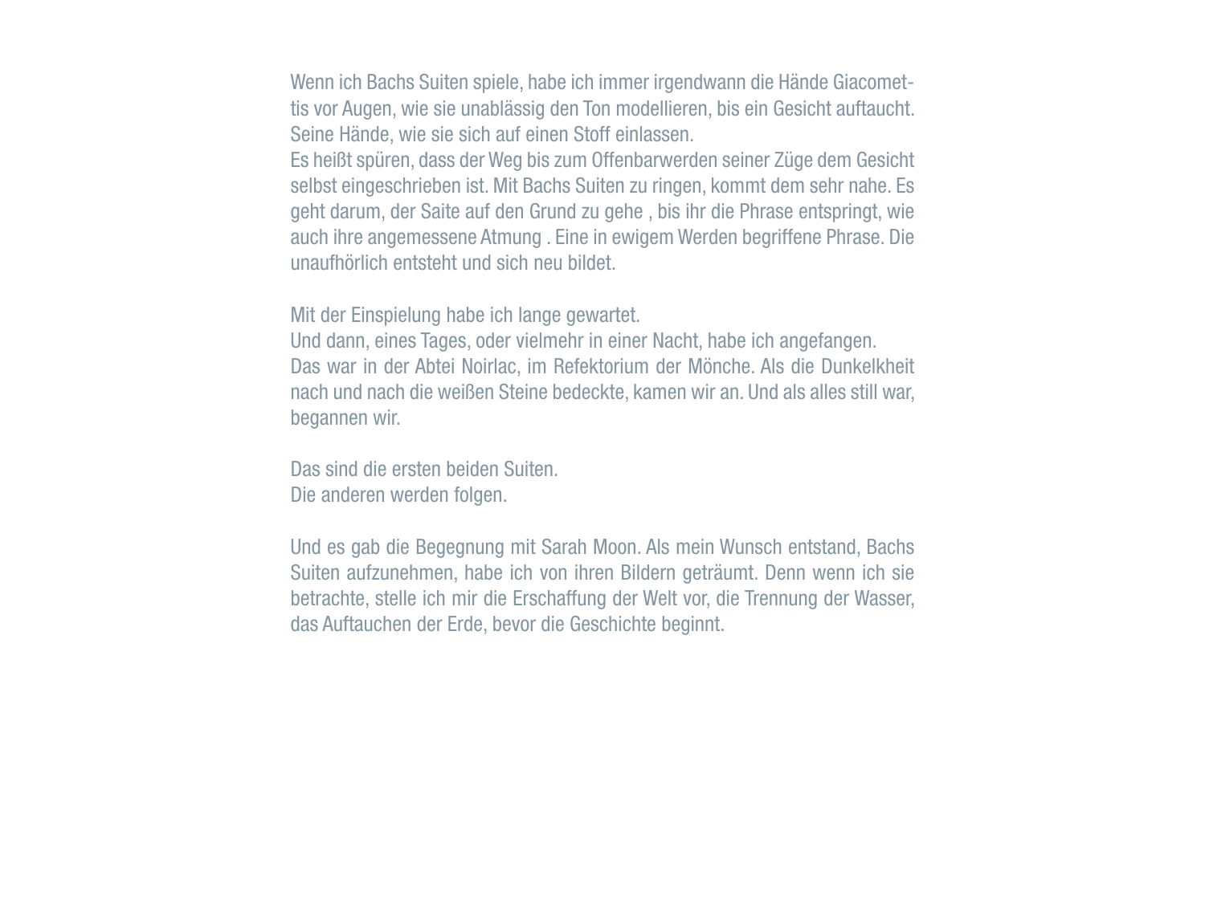Wenn ich Bachs Suiten spiele, habe ich immer irgendwann die Hände Giacomettis vor Augen, wie sie unablässig den Ton modellieren, bis ein Gesicht auftaucht. Seine Hände, wie sie sich auf einen Stoff einlassen.
Es heißt spüren, dass der Weg bis zum Offenbarwerden seiner Züge dem Gesicht selbst eingeschrieben ist. Mit Bachs Suiten zu ringen, kommt dem sehr nahe. Es geht darum, der Saite auf den Grund zu gehe , bis ihr die Phrase entspringt, wie auch ihre angemessene Atmung . Eine in ewigem Werden begriffene Phrase. Die unaufhörlich entsteht und sich neu bildet.

Mit der Einspielung habe ich lange gewartet.
Und dann, eines Tages, oder vielmehr in einer Nacht, habe ich angefangen.
Das war in der Abtei Noirlac, im Refektorium der Mönche. Als die Dunkelkheit nach und nach die weißen Steine bedeckte, kamen wir an. Und als alles still war, begannen wir.

Das sind die ersten beiden Suiten.
Die anderen werden folgen.

Und es gab die Begegnung mit Sarah Moon. Als mein Wunsch entstand, Bachs Suiten aufzunehmen, habe ich von ihren Bildern geträumt. Denn wenn ich sie betrachte, stelle ich mir die Erschaffung der Welt vor, die Trennung der Wasser, das Auftauchen der Erde, bevor die Geschichte beginnt.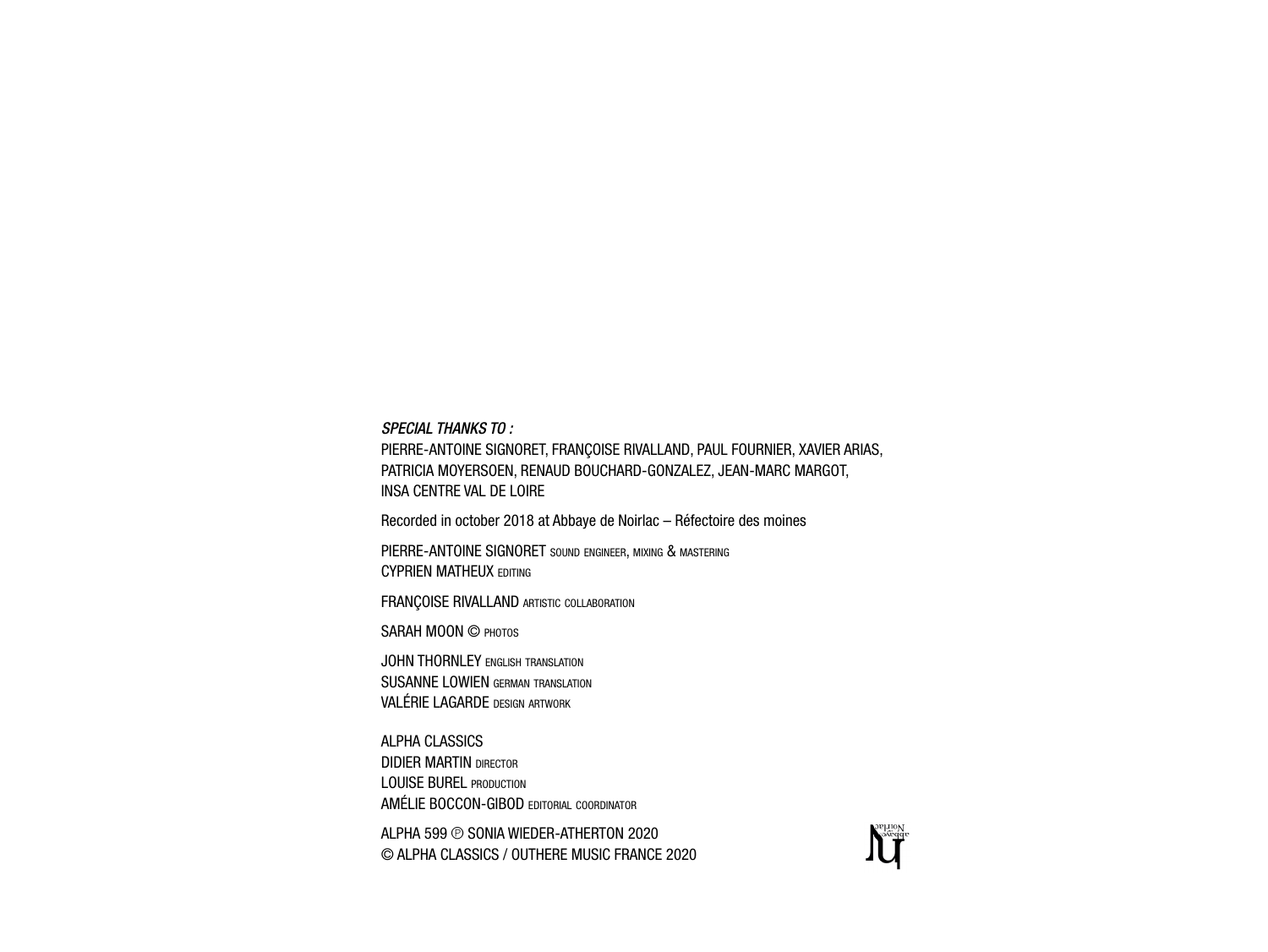*SPECIAL THANKS TO :*
PIERRE-ANTOINE SIGNORET, FRANÇOISE RIVALLAND, PAUL FOURNIER, XAVIER ARIAS,
PATRICIA MOYERSOEN, RENAUD BOUCHARD-GONZALEZ, JEAN-MARC MARGOT,
INSA CENTRE VAL DE LOIRE

Recorded in october 2018 at Abbaye de Noirlac – Réfectoire des moines

PIERRE-ANTOINE SIGNORET sound engineer, mixing & mastering
CYPRIEN MATHEUX editing

FRANÇOISE RIVALLAND artistic collaboration

SARAH MOON © photos

JOHN THORNLEY english translation
SUSANNE LOWIEN german translation
VALÉRIE LAGARDE design artwork

ALPHA CLASSICS
DIDIER MARTIN director
LOUISE BUREL production
AMÉLIE BOCCON-GIBOD editorial coordinator

ALPHA 599 ℗ SONIA WIEDER-ATHERTON 2020
© ALPHA CLASSICS / OUTHERE MUSIC FRANCE 2020